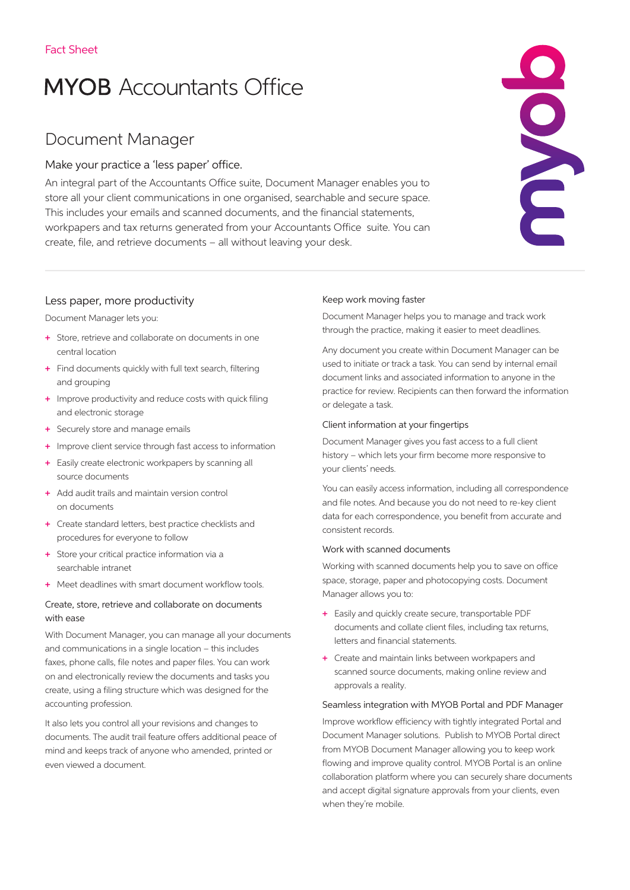Fact Sheet

# MYOB Accountants Office

## Document Manager

### Make your practice a 'less paper' office.

An integral part of the Accountants Office suite, Document Manager enables you to store all your client communications in one organised, searchable and secure space. This includes your emails and scanned documents, and the financial statements, workpapers and tax returns generated from your Accountants Office suite. You can create, file, and retrieve documents – all without leaving your desk.

### Less paper, more productivity

Document Manager lets you:

+ Store, retrieve and collaborate on documents in one central location
+ Find documents quickly with full text search, filtering and grouping
+ Improve productivity and reduce costs with quick filing and electronic storage
+ Securely store and manage emails
+ Improve client service through fast access to information
+ Easily create electronic workpapers by scanning all source documents
+ Add audit trails and maintain version control on documents
+ Create standard letters, best practice checklists and procedures for everyone to follow
+ Store your critical practice information via a searchable intranet
+ Meet deadlines with smart document workflow tools.

#### Create, store, retrieve and collaborate on documents with ease

With Document Manager, you can manage all your documents and communications in a single location – this includes faxes, phone calls, file notes and paper files. You can work on and electronically review the documents and tasks you create, using a filing structure which was designed for the accounting profession.

It also lets you control all your revisions and changes to documents. The audit trail feature offers additional peace of mind and keeps track of anyone who amended, printed or even viewed a document.

#### Keep work moving faster

Document Manager helps you to manage and track work through the practice, making it easier to meet deadlines.

Any document you create within Document Manager can be used to initiate or track a task. You can send by internal email document links and associated information to anyone in the practice for review. Recipients can then forward the information or delegate a task.

#### Client information at your fingertips

Document Manager gives you fast access to a full client history – which lets your firm become more responsive to your clients' needs.

You can easily access information, including all correspondence and file notes. And because you do not need to re-key client data for each correspondence, you benefit from accurate and consistent records.

#### Work with scanned documents

Working with scanned documents help you to save on office space, storage, paper and photocopying costs. Document Manager allows you to:

+ Easily and quickly create secure, transportable PDF documents and collate client files, including tax returns, letters and financial statements.
+ Create and maintain links between workpapers and scanned source documents, making online review and approvals a reality.

#### Seamless integration with MYOB Portal and PDF Manager

Improve workflow efficiency with tightly integrated Portal and Document Manager solutions. Publish to MYOB Portal direct from MYOB Document Manager allowing you to keep work flowing and improve quality control. MYOB Portal is an online collaboration platform where you can securely share documents and accept digital signature approvals from your clients, even when they're mobile.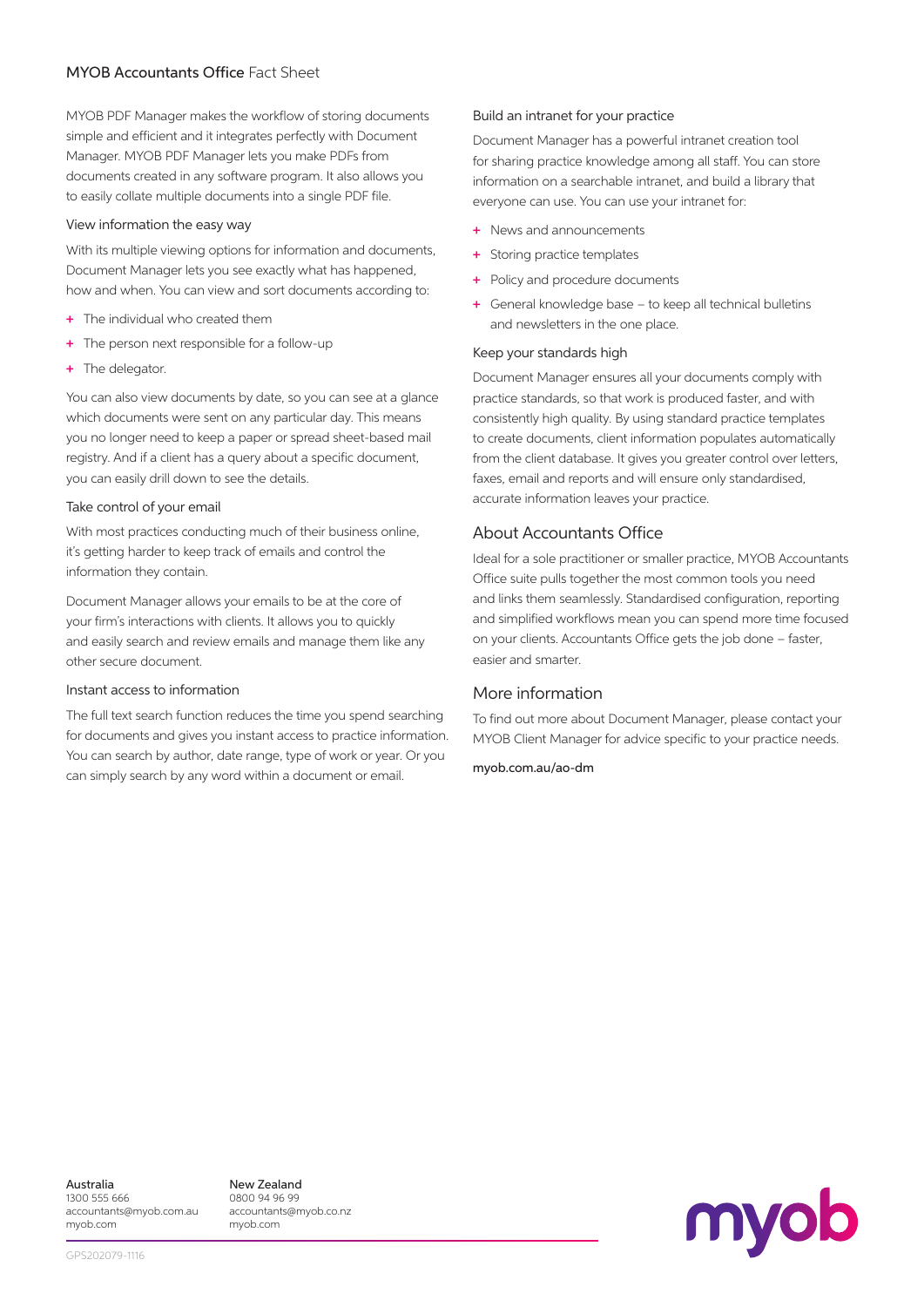MYOB PDF Manager makes the workflow of storing documents simple and efficient and it integrates perfectly with Document Manager. MYOB PDF Manager lets you make PDFs from documents created in any software program. It also allows you to easily collate multiple documents into a single PDF file.

### View information the easy way

With its multiple viewing options for information and documents, Document Manager lets you see exactly what has happened, how and when. You can view and sort documents according to:

+ The individual who created them
+ The person next responsible for a follow-up
+ The delegator.

You can also view documents by date, so you can see at a glance which documents were sent on any particular day. This means you no longer need to keep a paper or spread sheet-based mail registry. And if a client has a query about a specific document, you can easily drill down to see the details.

### Take control of your email

With most practices conducting much of their business online, it's getting harder to keep track of emails and control the information they contain.

Document Manager allows your emails to be at the core of your firm's interactions with clients. It allows you to quickly and easily search and review emails and manage them like any other secure document.

### Instant access to information

The full text search function reduces the time you spend searching for documents and gives you instant access to practice information. You can search by author, date range, type of work or year. Or you can simply search by any word within a document or email.

### Build an intranet for your practice

Document Manager has a powerful intranet creation tool for sharing practice knowledge among all staff. You can store information on a searchable intranet, and build a library that everyone can use. You can use your intranet for:

+ News and announcements
+ Storing practice templates
+ Policy and procedure documents
+ General knowledge base – to keep all technical bulletins and newsletters in the one place.

### Keep your standards high

Document Manager ensures all your documents comply with practice standards, so that work is produced faster, and with consistently high quality. By using standard practice templates to create documents, client information populates automatically from the client database. It gives you greater control over letters, faxes, email and reports and will ensure only standardised, accurate information leaves your practice.

## About Accountants Office

Ideal for a sole practitioner or smaller practice, MYOB Accountants Office suite pulls together the most common tools you need and links them seamlessly. Standardised configuration, reporting and simplified workflows mean you can spend more time focused on your clients. Accountants Office gets the job done – faster, easier and smarter.

## More information

To find out more about Document Manager, please contact your MYOB Client Manager for advice specific to your practice needs.

myob.com.au/ao-dm

**Australia**
1300 555 666
accountants@myob.com.au
myob.com

**New Zealand**
0800 94 96 99
accountants@myob.co.nz
myob.com

GPS202079-1116